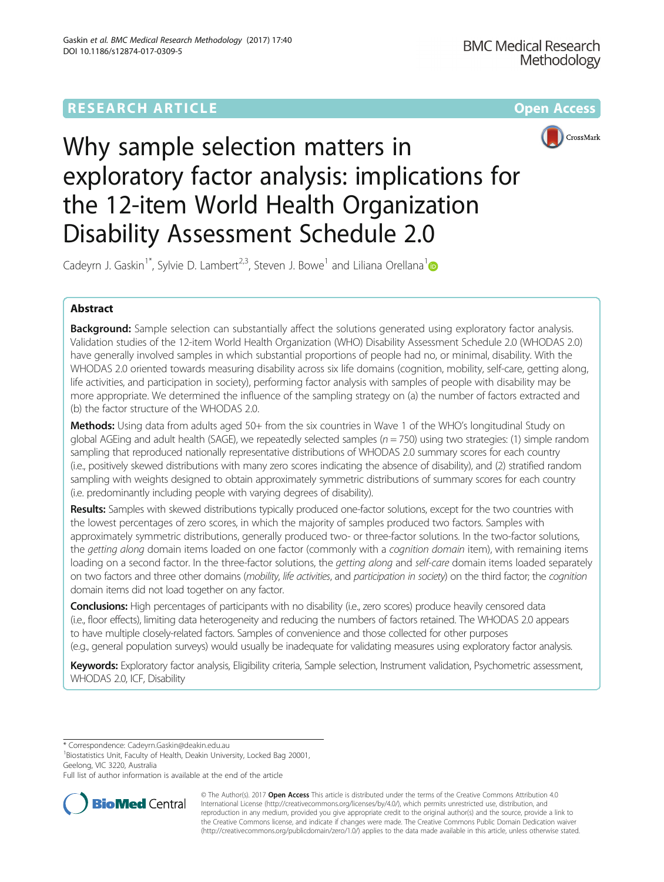RESEARCH ARTICLE

Open Access

# Why sample selection matters in exploratory factor analysis: implications for the 12-item World Health Organization Disability Assessment Schedule 2.0

Cadeyrn J. Gaskin[1*], Sylvie D. Lambert[2,3], Steven J. Bowe[1] and Liliana Orellana[1]

## Abstract

**Background:** Sample selection can substantially affect the solutions generated using exploratory factor analysis. Validation studies of the 12-item World Health Organization (WHO) Disability Assessment Schedule 2.0 (WHODAS 2.0) have generally involved samples in which substantial proportions of people had no, or minimal, disability. With the WHODAS 2.0 oriented towards measuring disability across six life domains (cognition, mobility, self-care, getting along, life activities, and participation in society), performing factor analysis with samples of people with disability may be more appropriate. We determined the influence of the sampling strategy on (a) the number of factors extracted and (b) the factor structure of the WHODAS 2.0.

**Methods:** Using data from adults aged 50+ from the six countries in Wave 1 of the WHO's longitudinal Study on global AGEing and adult health (SAGE), we repeatedly selected samples ($n = 750$) using two strategies: (1) simple random sampling that reproduced nationally representative distributions of WHODAS 2.0 summary scores for each country (i.e., positively skewed distributions with many zero scores indicating the absence of disability), and (2) stratified random sampling with weights designed to obtain approximately symmetric distributions of summary scores for each country (i.e. predominantly including people with varying degrees of disability).

**Results:** Samples with skewed distributions typically produced one-factor solutions, except for the two countries with the lowest percentages of zero scores, in which the majority of samples produced two factors. Samples with approximately symmetric distributions, generally produced two- or three-factor solutions. In the two-factor solutions, the *getting along* domain items loaded on one factor (commonly with a *cognition domain* item), with remaining items loading on a second factor. In the three-factor solutions, the *getting along* and *self-care* domain items loaded separately on two factors and three other domains (*mobility*, *life activities*, and *participation in society*) on the third factor; the *cognition* domain items did not load together on any factor.

**Conclusions:** High percentages of participants with no disability (i.e., zero scores) produce heavily censored data (i.e., floor effects), limiting data heterogeneity and reducing the numbers of factors retained. The WHODAS 2.0 appears to have multiple closely-related factors. Samples of convenience and those collected for other purposes (e.g., general population surveys) would usually be inadequate for validating measures using exploratory factor analysis.

**Keywords:** Exploratory factor analysis, Eligibility criteria, Sample selection, Instrument validation, Psychometric assessment, WHODAS 2.0, ICF, Disability

---

\* Correspondence: Cadeyrn.Gaskin@deakin.edu.au
[1]Biostatistics Unit, Faculty of Health, Deakin University, Locked Bag 20001, Geelong, VIC 3220, Australia
Full list of author information is available at the end of the article

© The Author(s). 2017 **Open Access** This article is distributed under the terms of the Creative Commons Attribution 4.0 International License (http://creativecommons.org/licenses/by/4.0/), which permits unrestricted use, distribution, and reproduction in any medium, provided you give appropriate credit to the original author(s) and the source, provide a link to the Creative Commons license, and indicate if changes were made. The Creative Commons Public Domain Dedication waiver (http://creativecommons.org/publicdomain/zero/1.0/) applies to the data made available in this article, unless otherwise stated.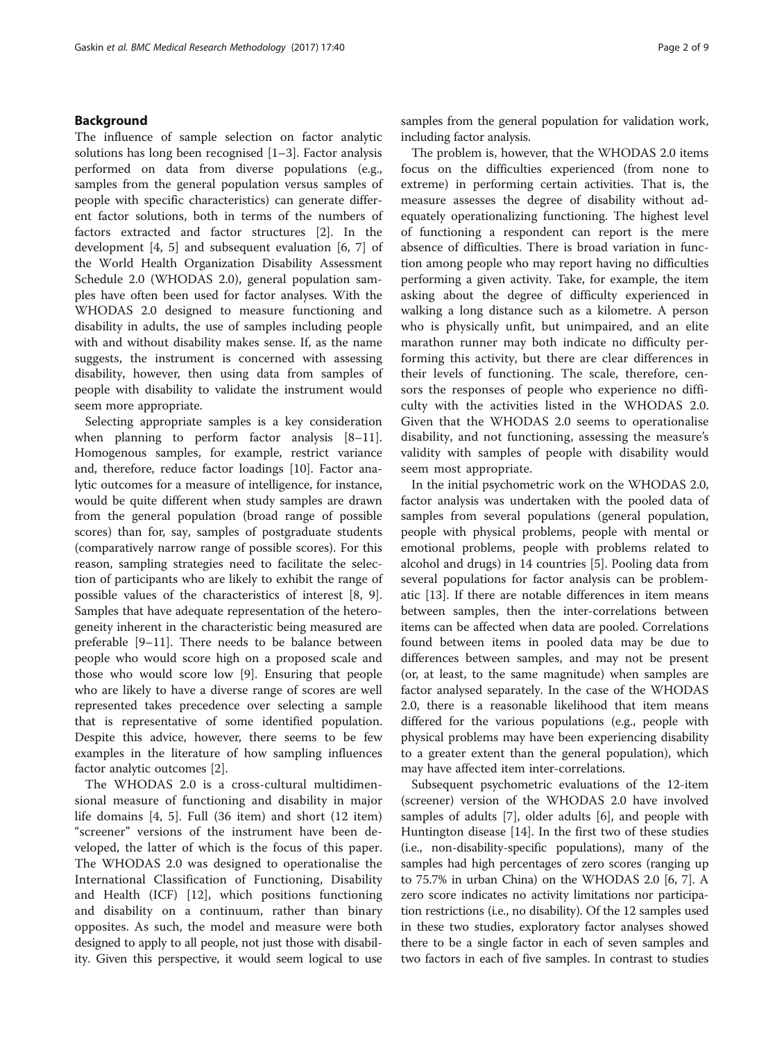## Background

The influence of sample selection on factor analytic solutions has long been recognised [1–3]. Factor analysis performed on data from diverse populations (e.g., samples from the general population versus samples of people with specific characteristics) can generate different factor solutions, both in terms of the numbers of factors extracted and factor structures [2]. In the development [4, 5] and subsequent evaluation [6, 7] of the World Health Organization Disability Assessment Schedule 2.0 (WHODAS 2.0), general population samples have often been used for factor analyses. With the WHODAS 2.0 designed to measure functioning and disability in adults, the use of samples including people with and without disability makes sense. If, as the name suggests, the instrument is concerned with assessing disability, however, then using data from samples of people with disability to validate the instrument would seem more appropriate.

Selecting appropriate samples is a key consideration when planning to perform factor analysis [8–11]. Homogenous samples, for example, restrict variance and, therefore, reduce factor loadings [10]. Factor analytic outcomes for a measure of intelligence, for instance, would be quite different when study samples are drawn from the general population (broad range of possible scores) than for, say, samples of postgraduate students (comparatively narrow range of possible scores). For this reason, sampling strategies need to facilitate the selection of participants who are likely to exhibit the range of possible values of the characteristics of interest [8, 9]. Samples that have adequate representation of the heterogeneity inherent in the characteristic being measured are preferable [9–11]. There needs to be balance between people who would score high on a proposed scale and those who would score low [9]. Ensuring that people who are likely to have a diverse range of scores are well represented takes precedence over selecting a sample that is representative of some identified population. Despite this advice, however, there seems to be few examples in the literature of how sampling influences factor analytic outcomes [2].

The WHODAS 2.0 is a cross-cultural multidimensional measure of functioning and disability in major life domains [4, 5]. Full (36 item) and short (12 item) "screener" versions of the instrument have been developed, the latter of which is the focus of this paper. The WHODAS 2.0 was designed to operationalise the International Classification of Functioning, Disability and Health (ICF) [12], which positions functioning and disability on a continuum, rather than binary opposites. As such, the model and measure were both designed to apply to all people, not just those with disability. Given this perspective, it would seem logical to use samples from the general population for validation work, including factor analysis.

The problem is, however, that the WHODAS 2.0 items focus on the difficulties experienced (from none to extreme) in performing certain activities. That is, the measure assesses the degree of disability without adequately operationalizing functioning. The highest level of functioning a respondent can report is the mere absence of difficulties. There is broad variation in function among people who may report having no difficulties performing a given activity. Take, for example, the item asking about the degree of difficulty experienced in walking a long distance such as a kilometre. A person who is physically unfit, but unimpaired, and an elite marathon runner may both indicate no difficulty performing this activity, but there are clear differences in their levels of functioning. The scale, therefore, censors the responses of people who experience no difficulty with the activities listed in the WHODAS 2.0. Given that the WHODAS 2.0 seems to operationalise disability, and not functioning, assessing the measure's validity with samples of people with disability would seem most appropriate.

In the initial psychometric work on the WHODAS 2.0, factor analysis was undertaken with the pooled data of samples from several populations (general population, people with physical problems, people with mental or emotional problems, people with problems related to alcohol and drugs) in 14 countries [5]. Pooling data from several populations for factor analysis can be problematic [13]. If there are notable differences in item means between samples, then the inter-correlations between items can be affected when data are pooled. Correlations found between items in pooled data may be due to differences between samples, and may not be present (or, at least, to the same magnitude) when samples are factor analysed separately. In the case of the WHODAS 2.0, there is a reasonable likelihood that item means differed for the various populations (e.g., people with physical problems may have been experiencing disability to a greater extent than the general population), which may have affected item inter-correlations.

Subsequent psychometric evaluations of the 12-item (screener) version of the WHODAS 2.0 have involved samples of adults [7], older adults [6], and people with Huntington disease [14]. In the first two of these studies (i.e., non-disability-specific populations), many of the samples had high percentages of zero scores (ranging up to 75.7% in urban China) on the WHODAS 2.0 [6, 7]. A zero score indicates no activity limitations nor participation restrictions (i.e., no disability). Of the 12 samples used in these two studies, exploratory factor analyses showed there to be a single factor in each of seven samples and two factors in each of five samples. In contrast to studies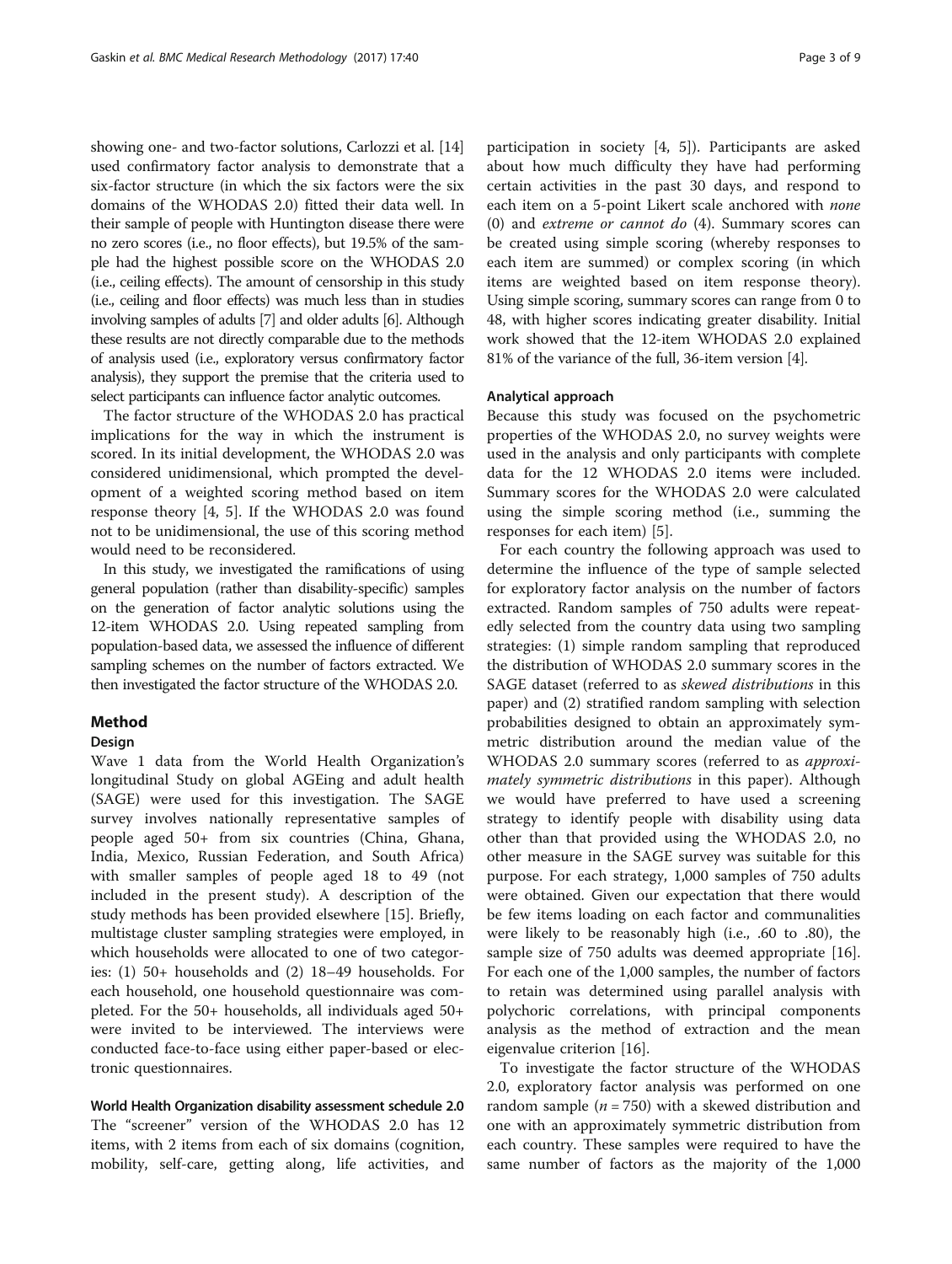showing one- and two-factor solutions, Carlozzi et al. [14] used confirmatory factor analysis to demonstrate that a six-factor structure (in which the six factors were the six domains of the WHODAS 2.0) fitted their data well. In their sample of people with Huntington disease there were no zero scores (i.e., no floor effects), but 19.5% of the sample had the highest possible score on the WHODAS 2.0 (i.e., ceiling effects). The amount of censorship in this study (i.e., ceiling and floor effects) was much less than in studies involving samples of adults [7] and older adults [6]. Although these results are not directly comparable due to the methods of analysis used (i.e., exploratory versus confirmatory factor analysis), they support the premise that the criteria used to select participants can influence factor analytic outcomes.

The factor structure of the WHODAS 2.0 has practical implications for the way in which the instrument is scored. In its initial development, the WHODAS 2.0 was considered unidimensional, which prompted the development of a weighted scoring method based on item response theory [4, 5]. If the WHODAS 2.0 was found not to be unidimensional, the use of this scoring method would need to be reconsidered.

In this study, we investigated the ramifications of using general population (rather than disability-specific) samples on the generation of factor analytic solutions using the 12-item WHODAS 2.0. Using repeated sampling from population-based data, we assessed the influence of different sampling schemes on the number of factors extracted. We then investigated the factor structure of the WHODAS 2.0.

## Method

### Design

Wave 1 data from the World Health Organization's longitudinal Study on global AGEing and adult health (SAGE) were used for this investigation. The SAGE survey involves nationally representative samples of people aged 50+ from six countries (China, Ghana, India, Mexico, Russian Federation, and South Africa) with smaller samples of people aged 18 to 49 (not included in the present study). A description of the study methods has been provided elsewhere [15]. Briefly, multistage cluster sampling strategies were employed, in which households were allocated to one of two categories: (1) 50+ households and (2) 18–49 households. For each household, one household questionnaire was completed. For the 50+ households, all individuals aged 50+ were invited to be interviewed. The interviews were conducted face-to-face using either paper-based or electronic questionnaires.

### World Health Organization disability assessment schedule 2.0

The "screener" version of the WHODAS 2.0 has 12 items, with 2 items from each of six domains (cognition, mobility, self-care, getting along, life activities, and participation in society [4, 5]). Participants are asked about how much difficulty they have had performing certain activities in the past 30 days, and respond to each item on a 5-point Likert scale anchored with *none* (0) and *extreme or cannot do* (4). Summary scores can be created using simple scoring (whereby responses to each item are summed) or complex scoring (in which items are weighted based on item response theory). Using simple scoring, summary scores can range from 0 to 48, with higher scores indicating greater disability. Initial work showed that the 12-item WHODAS 2.0 explained 81% of the variance of the full, 36-item version [4].

### Analytical approach

Because this study was focused on the psychometric properties of the WHODAS 2.0, no survey weights were used in the analysis and only participants with complete data for the 12 WHODAS 2.0 items were included. Summary scores for the WHODAS 2.0 were calculated using the simple scoring method (i.e., summing the responses for each item) [5].

For each country the following approach was used to determine the influence of the type of sample selected for exploratory factor analysis on the number of factors extracted. Random samples of 750 adults were repeatedly selected from the country data using two sampling strategies: (1) simple random sampling that reproduced the distribution of WHODAS 2.0 summary scores in the SAGE dataset (referred to as *skewed distributions* in this paper) and (2) stratified random sampling with selection probabilities designed to obtain an approximately symmetric distribution around the median value of the WHODAS 2.0 summary scores (referred to as *approximately symmetric distributions* in this paper). Although we would have preferred to have used a screening strategy to identify people with disability using data other than that provided using the WHODAS 2.0, no other measure in the SAGE survey was suitable for this purpose. For each strategy, 1,000 samples of 750 adults were obtained. Given our expectation that there would be few items loading on each factor and communalities were likely to be reasonably high (i.e., .60 to .80), the sample size of 750 adults was deemed appropriate [16]. For each one of the 1,000 samples, the number of factors to retain was determined using parallel analysis with polychoric correlations, with principal components analysis as the method of extraction and the mean eigenvalue criterion [16].

To investigate the factor structure of the WHODAS 2.0, exploratory factor analysis was performed on one random sample ($n = 750$) with a skewed distribution and one with an approximately symmetric distribution from each country. These samples were required to have the same number of factors as the majority of the 1,000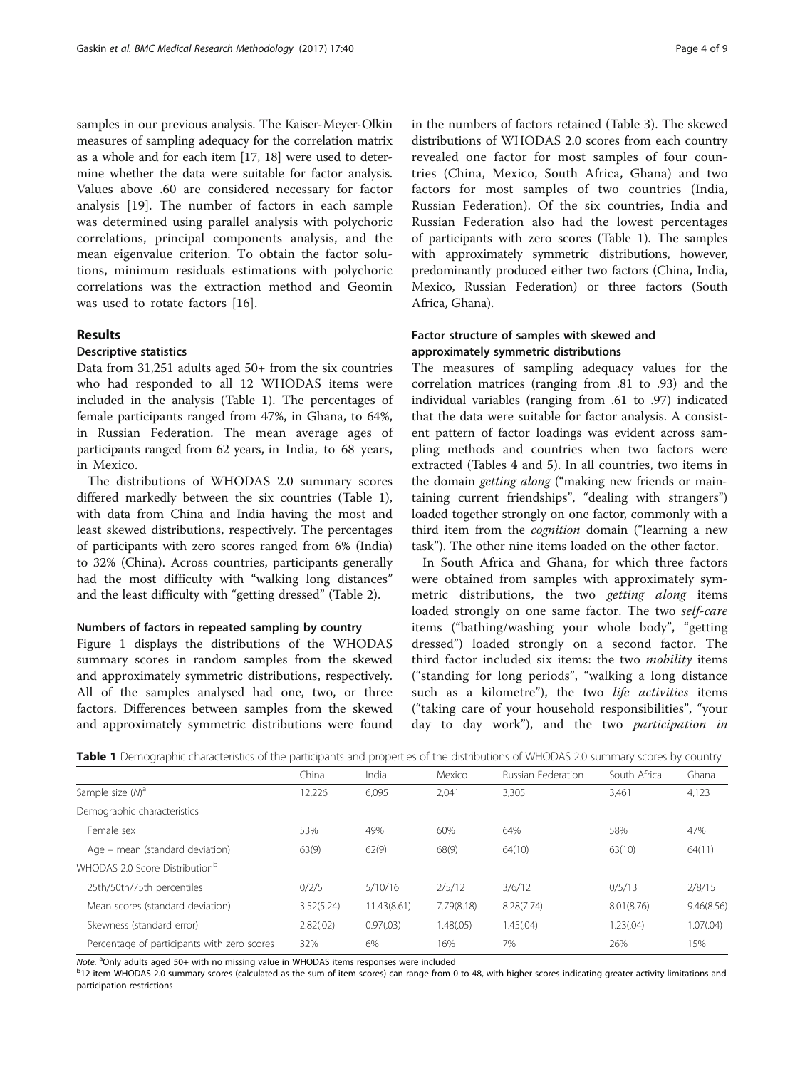samples in our previous analysis. The Kaiser-Meyer-Olkin measures of sampling adequacy for the correlation matrix as a whole and for each item [17, 18] were used to determine whether the data were suitable for factor analysis. Values above .60 are considered necessary for factor analysis [19]. The number of factors in each sample was determined using parallel analysis with polychoric correlations, principal components analysis, and the mean eigenvalue criterion. To obtain the factor solutions, minimum residuals estimations with polychoric correlations was the extraction method and Geomin was used to rotate factors [16].

## Results

### Descriptive statistics

Data from 31,251 adults aged 50+ from the six countries who had responded to all 12 WHODAS items were included in the analysis (Table 1). The percentages of female participants ranged from 47%, in Ghana, to 64%, in Russian Federation. The mean average ages of participants ranged from 62 years, in India, to 68 years, in Mexico.

The distributions of WHODAS 2.0 summary scores differed markedly between the six countries (Table 1), with data from China and India having the most and least skewed distributions, respectively. The percentages of participants with zero scores ranged from 6% (India) to 32% (China). Across countries, participants generally had the most difficulty with "walking long distances" and the least difficulty with "getting dressed" (Table 2).

### Numbers of factors in repeated sampling by country

Figure 1 displays the distributions of the WHODAS summary scores in random samples from the skewed and approximately symmetric distributions, respectively. All of the samples analysed had one, two, or three factors. Differences between samples from the skewed and approximately symmetric distributions were found in the numbers of factors retained (Table 3). The skewed distributions of WHODAS 2.0 scores from each country revealed one factor for most samples of four countries (China, Mexico, South Africa, Ghana) and two factors for most samples of two countries (India, Russian Federation). Of the six countries, India and Russian Federation also had the lowest percentages of participants with zero scores (Table 1). The samples with approximately symmetric distributions, however, predominantly produced either two factors (China, India, Mexico, Russian Federation) or three factors (South Africa, Ghana).

### Factor structure of samples with skewed and approximately symmetric distributions

The measures of sampling adequacy values for the correlation matrices (ranging from .81 to .93) and the individual variables (ranging from .61 to .97) indicated that the data were suitable for factor analysis. A consistent pattern of factor loadings was evident across sampling methods and countries when two factors were extracted (Tables 4 and 5). In all countries, two items in the domain *getting along* ("making new friends or maintaining current friendships", "dealing with strangers") loaded together strongly on one factor, commonly with a third item from the *cognition* domain ("learning a new task"). The other nine items loaded on the other factor.

In South Africa and Ghana, for which three factors were obtained from samples with approximately symmetric distributions, the two *getting along* items loaded strongly on one same factor. The two *self-care* items ("bathing/washing your whole body", "getting dressed") loaded strongly on a second factor. The third factor included six items: the two *mobility* items ("standing for long periods", "walking a long distance such as a kilometre"), the two *life activities* items ("taking care of your household responsibilities", "your day to day work"), and the two *participation in*

**Table 1** Demographic characteristics of the participants and properties of the distributions of WHODAS 2.0 summary scores by country

| | China | India | Mexico | Russian Federation | South Africa | Ghana |
|---|---|---|---|---|---|---|
| Sample size (*N*)[a] | 12,226 | 6,095 | 2,041 | 3,305 | 3,461 | 4,123 |
| Demographic characteristics | | | | | | |
| Female sex | 53% | 49% | 60% | 64% | 58% | 47% |
| Age – mean (standard deviation) | 63(9) | 62(9) | 68(9) | 64(10) | 63(10) | 64(11) |
| WHODAS 2.0 Score Distribution[b] | | | | | | |
| 25th/50th/75th percentiles | 0/2/5 | 5/10/16 | 2/5/12 | 3/6/12 | 0/5/13 | 2/8/15 |
| Mean scores (standard deviation) | 3.52(5.24) | 11.43(8.61) | 7.79(8.18) | 8.28(7.74) | 8.01(8.76) | 9.46(8.56) |
| Skewness (standard error) | 2.82(.02) | 0.97(.03) | 1.48(.05) | 1.45(.04) | 1.23(.04) | 1.07(.04) |
| Percentage of participants with zero scores | 32% | 6% | 16% | 7% | 26% | 15% |

*Note.* [a]Only adults aged 50+ with no missing value in WHODAS items responses were included
[b]12-item WHODAS 2.0 summary scores (calculated as the sum of item scores) can range from 0 to 48, with higher scores indicating greater activity limitations and participation restrictions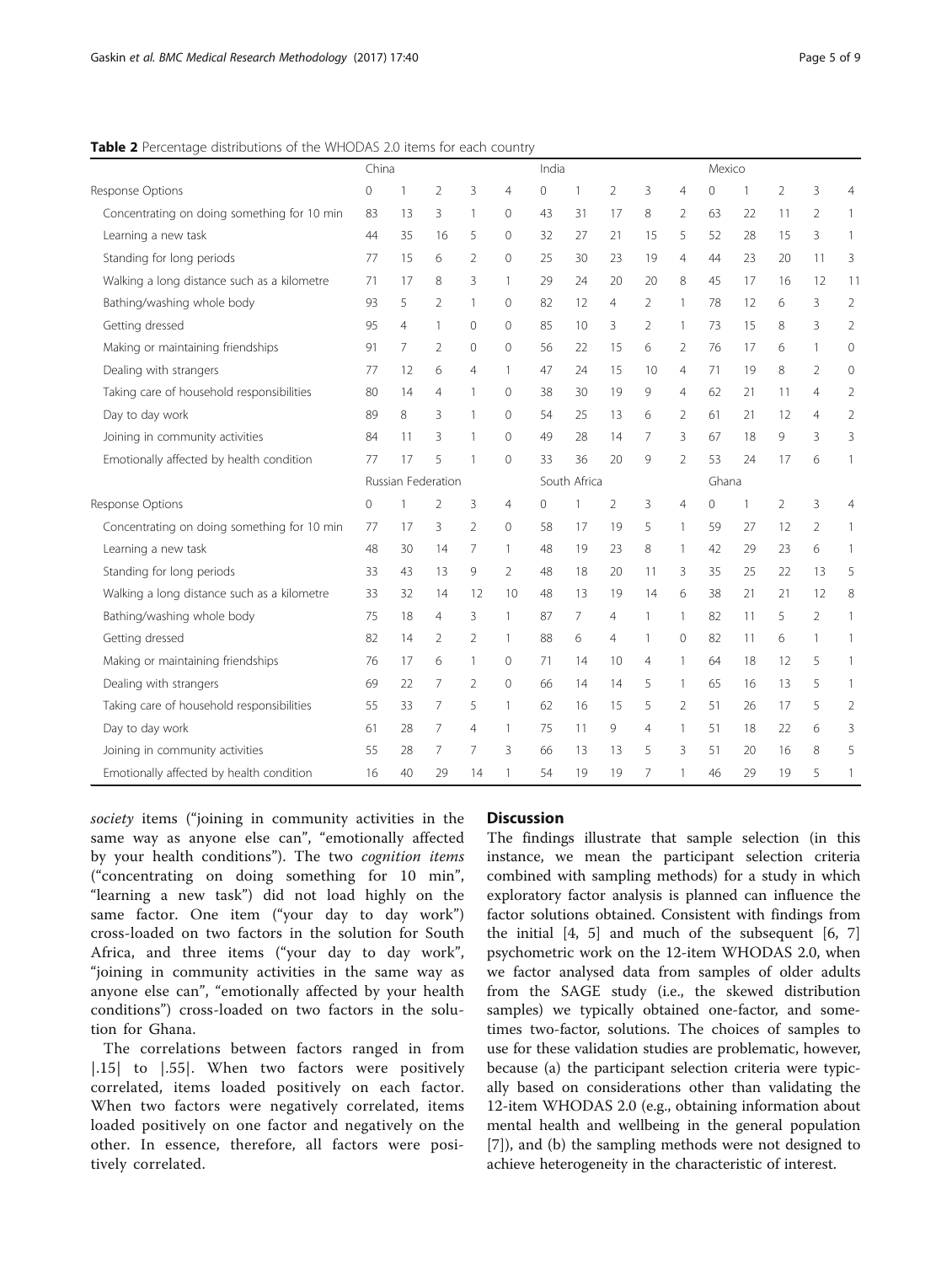**Table 2** Percentage distributions of the WHODAS 2.0 items for each country

| | China | | | | | India | | | | | Mexico | | | | |
|---|---|---|---|---|---|---|---|---|---|---|---|---|---|---|---|
| Response Options | 0 | 1 | 2 | 3 | 4 | 0 | 1 | 2 | 3 | 4 | 0 | 1 | 2 | 3 | 4 |
| Concentrating on doing something for 10 min | 83 | 13 | 3 | 1 | 0 | 43 | 31 | 17 | 8 | 2 | 63 | 22 | 11 | 2 | 1 |
| Learning a new task | 44 | 35 | 16 | 5 | 0 | 32 | 27 | 21 | 15 | 5 | 52 | 28 | 15 | 3 | 1 |
| Standing for long periods | 77 | 15 | 6 | 2 | 0 | 25 | 30 | 23 | 19 | 4 | 44 | 23 | 20 | 11 | 3 |
| Walking a long distance such as a kilometre | 71 | 17 | 8 | 3 | 1 | 29 | 24 | 20 | 20 | 8 | 45 | 17 | 16 | 12 | 11 |
| Bathing/washing whole body | 93 | 5 | 2 | 1 | 0 | 82 | 12 | 4 | 2 | 1 | 78 | 12 | 6 | 3 | 2 |
| Getting dressed | 95 | 4 | 1 | 0 | 0 | 85 | 10 | 3 | 2 | 1 | 73 | 15 | 8 | 3 | 2 |
| Making or maintaining friendships | 91 | 7 | 2 | 0 | 0 | 56 | 22 | 15 | 6 | 2 | 76 | 17 | 6 | 1 | 0 |
| Dealing with strangers | 77 | 12 | 6 | 4 | 1 | 47 | 24 | 15 | 10 | 4 | 71 | 19 | 8 | 2 | 0 |
| Taking care of household responsibilities | 80 | 14 | 4 | 1 | 0 | 38 | 30 | 19 | 9 | 4 | 62 | 21 | 11 | 4 | 2 |
| Day to day work | 89 | 8 | 3 | 1 | 0 | 54 | 25 | 13 | 6 | 2 | 61 | 21 | 12 | 4 | 2 |
| Joining in community activities | 84 | 11 | 3 | 1 | 0 | 49 | 28 | 14 | 7 | 3 | 67 | 18 | 9 | 3 | 3 |
| Emotionally affected by health condition | 77 | 17 | 5 | 1 | 0 | 33 | 36 | 20 | 9 | 2 | 53 | 24 | 17 | 6 | 1 |
| | Russian Federation | | | | | South Africa | | | | | Ghana | | | | |
| Response Options | 0 | 1 | 2 | 3 | 4 | 0 | 1 | 2 | 3 | 4 | 0 | 1 | 2 | 3 | 4 |
| Concentrating on doing something for 10 min | 77 | 17 | 3 | 2 | 0 | 58 | 17 | 19 | 5 | 1 | 59 | 27 | 12 | 2 | 1 |
| Learning a new task | 48 | 30 | 14 | 7 | 1 | 48 | 19 | 23 | 8 | 1 | 42 | 29 | 23 | 6 | 1 |
| Standing for long periods | 33 | 43 | 13 | 9 | 2 | 48 | 18 | 20 | 11 | 3 | 35 | 25 | 22 | 13 | 5 |
| Walking a long distance such as a kilometre | 33 | 32 | 14 | 12 | 10 | 48 | 13 | 19 | 14 | 6 | 38 | 21 | 21 | 12 | 8 |
| Bathing/washing whole body | 75 | 18 | 4 | 3 | 1 | 87 | 7 | 4 | 1 | 1 | 82 | 11 | 5 | 2 | 1 |
| Getting dressed | 82 | 14 | 2 | 2 | 1 | 88 | 6 | 4 | 1 | 0 | 82 | 11 | 6 | 1 | 1 |
| Making or maintaining friendships | 76 | 17 | 6 | 1 | 0 | 71 | 14 | 10 | 4 | 1 | 64 | 18 | 12 | 5 | 1 |
| Dealing with strangers | 69 | 22 | 7 | 2 | 0 | 66 | 14 | 14 | 5 | 1 | 65 | 16 | 13 | 5 | 1 |
| Taking care of household responsibilities | 55 | 33 | 7 | 5 | 1 | 62 | 16 | 15 | 5 | 2 | 51 | 26 | 17 | 5 | 2 |
| Day to day work | 61 | 28 | 7 | 4 | 1 | 75 | 11 | 9 | 4 | 1 | 51 | 18 | 22 | 6 | 3 |
| Joining in community activities | 55 | 28 | 7 | 7 | 3 | 66 | 13 | 13 | 5 | 3 | 51 | 20 | 16 | 8 | 5 |
| Emotionally affected by health condition | 16 | 40 | 29 | 14 | 1 | 54 | 19 | 19 | 7 | 1 | 46 | 29 | 19 | 5 | 1 |

*society* items ("joining in community activities in the same way as anyone else can", "emotionally affected by your health conditions"). The two *cognition items* ("concentrating on doing something for 10 min", "learning a new task") did not load highly on the same factor. One item ("your day to day work") cross-loaded on two factors in the solution for South Africa, and three items ("your day to day work", "joining in community activities in the same way as anyone else can", "emotionally affected by your health conditions") cross-loaded on two factors in the solution for Ghana.

The correlations between factors ranged in from |.15| to |.55|. When two factors were positively correlated, items loaded positively on each factor. When two factors were negatively correlated, items loaded positively on one factor and negatively on the other. In essence, therefore, all factors were positively correlated.

## Discussion

The findings illustrate that sample selection (in this instance, we mean the participant selection criteria combined with sampling methods) for a study in which exploratory factor analysis is planned can influence the factor solutions obtained. Consistent with findings from the initial [4, 5] and much of the subsequent [6, 7] psychometric work on the 12-item WHODAS 2.0, when we factor analysed data from samples of older adults from the SAGE study (i.e., the skewed distribution samples) we typically obtained one-factor, and sometimes two-factor, solutions. The choices of samples to use for these validation studies are problematic, however, because (a) the participant selection criteria were typically based on considerations other than validating the 12-item WHODAS 2.0 (e.g., obtaining information about mental health and wellbeing in the general population [7]), and (b) the sampling methods were not designed to achieve heterogeneity in the characteristic of interest.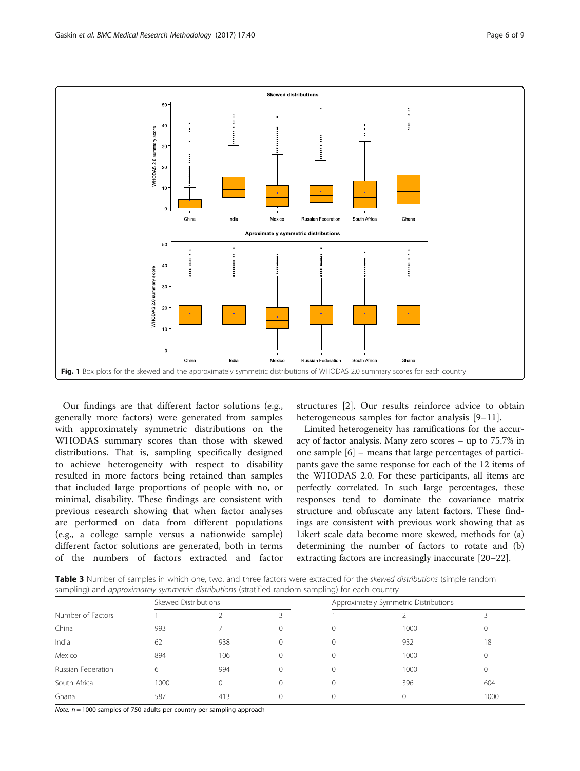Fig. 1 Box plots for the skewed and the approximately symmetric distributions of WHODAS 2.0 summary scores for each country

Our findings are that different factor solutions (e.g., generally more factors) were generated from samples with approximately symmetric distributions on the WHODAS summary scores than those with skewed distributions. That is, sampling specifically designed to achieve heterogeneity with respect to disability resulted in more factors being retained than samples that included large proportions of people with no, or minimal, disability. These findings are consistent with previous research showing that when factor analyses are performed on data from different populations (e.g., a college sample versus a nationwide sample) different factor solutions are generated, both in terms of the numbers of factors extracted and factor structures [2]. Our results reinforce advice to obtain heterogeneous samples for factor analysis [9–11].

Limited heterogeneity has ramifications for the accuracy of factor analysis. Many zero scores – up to 75.7% in one sample [6] – means that large percentages of participants gave the same response for each of the 12 items of the WHODAS 2.0. For these participants, all items are perfectly correlated. In such large percentages, these responses tend to dominate the covariance matrix structure and obfuscate any latent factors. These findings are consistent with previous work showing that as Likert scale data become more skewed, methods for (a) determining the number of factors to rotate and (b) extracting factors are increasingly inaccurate [20–22].

**Table 3** Number of samples in which one, two, and three factors were extracted for the *skewed distributions* (simple random sampling) and *approximately symmetric distributions* (stratified random sampling) for each country

| | Skewed Distributions | | | Approximately Symmetric Distributions | | |
|---|---|---|---|---|---|---|
| Number of Factors | 1 | 2 | 3 | 1 | 2 | 3 |
| China | 993 | 7 | 0 | 0 | 1000 | 0 |
| India | 62 | 938 | 0 | 0 | 932 | 18 |
| Mexico | 894 | 106 | 0 | 0 | 1000 | 0 |
| Russian Federation | 6 | 994 | 0 | 0 | 1000 | 0 |
| South Africa | 1000 | 0 | 0 | 0 | 396 | 604 |
| Ghana | 587 | 413 | 0 | 0 | 0 | 1000 |

*Note.* $n = 1000$ samples of 750 adults per country per sampling approach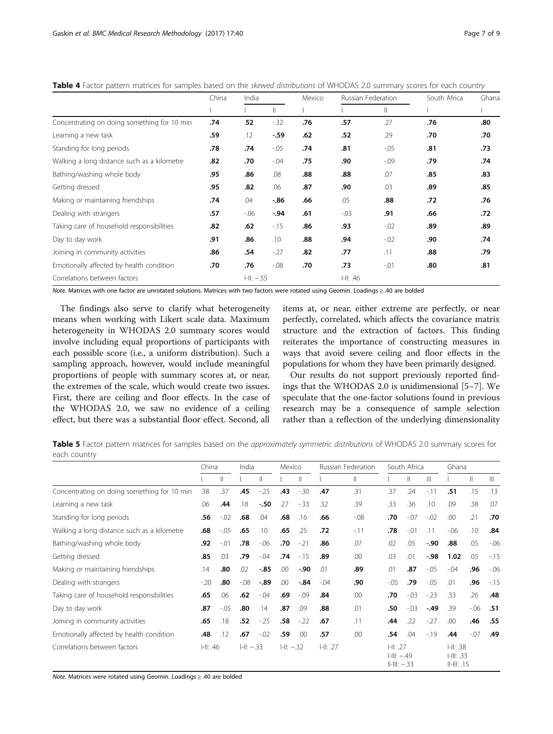**Table 4** Factor pattern matrices for samples based on the *skewed distributions* of WHODAS 2.0 summary scores for each country

| | China | India | | Mexico | Russian Federation | | South Africa | Ghana |
|---|---|---|---|---|---|---|---|---|
| | I | I | II | I | I | II | I | I |
| Concentrating on doing something for 10 min | **.74** | **.52** | -.32 | **.76** | **.57** | .27 | **.76** | **.80** |
| Learning a new task | **.59** | .12 | **-.59** | **.62** | **.52** | .29 | **.70** | **.70** |
| Standing for long periods | **.78** | **.74** | -.05 | **.74** | **.81** | -.05 | **.81** | **.73** |
| Walking a long distance such as a kilometre | **.82** | **.70** | -.04 | **.75** | **.90** | -.09 | **.79** | **.74** |
| Bathing/washing whole body | **.95** | **.86** | .08 | **.88** | **.88** | .07 | **.85** | **.83** |
| Getting dressed | **.95** | **.82** | .06 | **.87** | **.90** | .03 | **.89** | **.85** |
| Making or maintaining friendships | **.74** | .04 | **-.86** | **.66** | .05 | **.88** | **.72** | **.76** |
| Dealing with strangers | **.57** | -.06 | **-.94** | **.61** | -.03 | **.91** | **.66** | **.72** |
| Taking care of household responsibilities | **.82** | **.62** | -.15 | **.86** | **.93** | -.02 | **.89** | **.89** |
| Day to day work | **.91** | **.86** | .10 | **.88** | **.94** | -.02 | **.90** | **.74** |
| Joining in community activities | **.86** | **.54** | -.27 | **.82** | **.77** | .11 | **.88** | **.79** |
| Emotionally affected by health condition | **.70** | **.76** | -.08 | **.70** | **.73** | -.01 | **.80** | **.81** |
| Correlations between factors | | I-II: −.55 | | | I-II: .46 | | | |

*Note.* Matrices with one factor are unrotated solutions. Matrices with two factors were rotated using Geomin. Loadings ≥ .40 are bolded

The findings also serve to clarify what heterogeneity means when working with Likert scale data. Maximum heterogeneity in WHODAS 2.0 summary scores would involve including equal proportions of participants with each possible score (i.e., a uniform distribution). Such a sampling approach, however, would include meaningful proportions of people with summary scores at, or near, the extremes of the scale, which would create two issues. First, there are ceiling and floor effects. In the case of the WHODAS 2.0, we saw no evidence of a ceiling effect, but there was a substantial floor effect. Second, all items at, or near, either extreme are perfectly, or near perfectly, correlated, which affects the covariance matrix structure and the extraction of factors. This finding reiterates the importance of constructing measures in ways that avoid severe ceiling and floor effects in the populations for whom they have been primarily designed.

Our results do not support previously reported findings that the WHODAS 2.0 is unidimensional [5–7]. We speculate that the one-factor solutions found in previous research may be a consequence of sample selection rather than a reflection of the underlying dimensionality

**Table 5** Factor pattern matrices for samples based on the *approximately symmetric distributions* of WHODAS 2.0 summary scores for each country

| | China | | India | | Mexico | | Russian Federation | | South Africa | | | Ghana | | |
|---|---|---|---|---|---|---|---|---|---|---|---|---|---|---|
| | I | II | I | II | I | II | I | II | I | II | III | I | II | III |
| Concentrating on doing something for 10 min | .38 | .37 | **.45** | -.25 | **.43** | -.30 | **.47** | .31 | .37 | .24 | -.11 | **.51** | .15 | .13 |
| Learning a new task | .06 | **.44** | .18 | **-.50** | .27 | -.33 | .32 | .39 | .33 | .36 | .10 | .09 | .38 | .07 |
| Standing for long periods | **.56** | -.02 | **.68** | .04 | **.68** | .16 | **.66** | -.08 | **.70** | -.07 | -.02 | .00 | .21 | **.70** |
| Walking a long distance such as a kilometre | **.68** | -.05 | **.65** | .10 | **.65** | .25 | **.72** | -.11 | **.78** | -.01 | .11 | -.06 | .10 | **.84** |
| Bathing/washing whole body | **.92** | -.01 | **.78** | -.06 | **.70** | -.21 | **.86** | .07 | .02 | .05 | **-.90** | **.88** | .05 | -.06 |
| Getting dressed | **.85** | .03 | **.79** | -.04 | **.74** | -.15 | **.89** | .00 | .03 | .01 | **-.98** | **1.02** | .05 | -.15 |
| Making or maintaining friendships | .14 | **.80** | .02 | **-.85** | .00 | **-.90** | .01 | **.89** | .01 | **.87** | -.05 | -.04 | **.96** | -.06 |
| Dealing with strangers | -.20 | **.80** | -.08 | **-.89** | .00 | **-.84** | -.04 | **.90** | -.05 | **.79** | -.05 | .01 | **.96** | -.15 |
| Taking care of household responsibilities | **.65** | .06 | **.62** | -.04 | **.69** | -.09 | **.84** | .00 | **.70** | -.03 | -.23 | .33 | .26 | **.48** |
| Day to day work | **.87** | -.05 | **.80** | .14 | **.87** | .09 | **.88** | .01 | **.50** | -.03 | **-.49** | .39 | -.06 | **.51** |
| Joining in community activities | **.65** | .18 | **.52** | -.25 | **.58** | -.22 | **.67** | .11 | **.44** | .22 | -.27 | .00 | **.46** | **.55** |
| Emotionally affected by health condition | **.48** | .12 | **.67** | -.02 | **.59** | .00 | **.57** | .00 | **.54** | .04 | -.19 | **.44** | -.07 | **.49** |
| Correlations between factors | I-II: .46 | | I-II: −.33 | | I-II: −.32 | | I-II: .27 | | I-II: .27<br>I-III: −.49<br>II-III: −.33 | | | I-II: .38<br>I-III: .33<br>II-III: .15 | | |

*Note.* Matrices were rotated using Geomin. Loadings ≥ .40 are bolded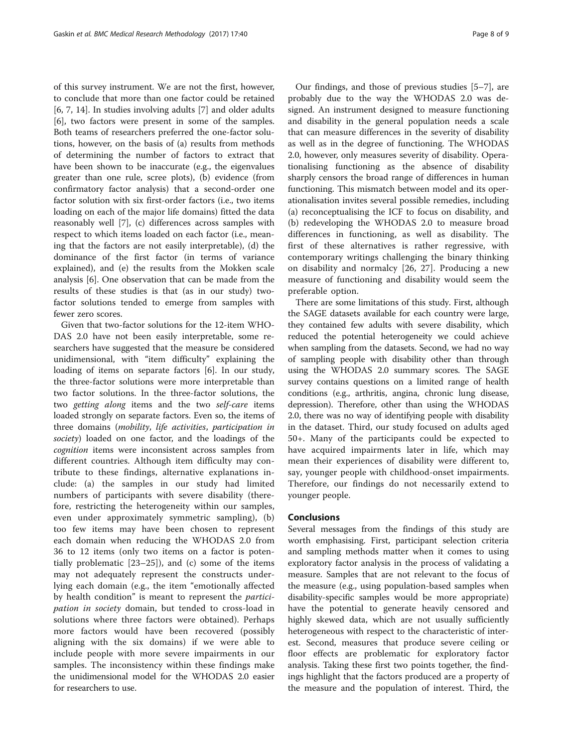of this survey instrument. We are not the first, however, to conclude that more than one factor could be retained [6, 7, 14]. In studies involving adults [7] and older adults [6], two factors were present in some of the samples. Both teams of researchers preferred the one-factor solutions, however, on the basis of (a) results from methods of determining the number of factors to extract that have been shown to be inaccurate (e.g., the eigenvalues greater than one rule, scree plots), (b) evidence (from confirmatory factor analysis) that a second-order one factor solution with six first-order factors (i.e., two items loading on each of the major life domains) fitted the data reasonably well [7], (c) differences across samples with respect to which items loaded on each factor (i.e., meaning that the factors are not easily interpretable), (d) the dominance of the first factor (in terms of variance explained), and (e) the results from the Mokken scale analysis [6]. One observation that can be made from the results of these studies is that (as in our study) two-factor solutions tended to emerge from samples with fewer zero scores.

Given that two-factor solutions for the 12-item WHODAS 2.0 have not been easily interpretable, some researchers have suggested that the measure be considered unidimensional, with "item difficulty" explaining the loading of items on separate factors [6]. In our study, the three-factor solutions were more interpretable than two factor solutions. In the three-factor solutions, the two *getting along* items and the two *self-care* items loaded strongly on separate factors. Even so, the items of three domains (*mobility*, *life activities*, *participation in society*) loaded on one factor, and the loadings of the *cognition* items were inconsistent across samples from different countries. Although item difficulty may contribute to these findings, alternative explanations include: (a) the samples in our study had limited numbers of participants with severe disability (therefore, restricting the heterogeneity within our samples, even under approximately symmetric sampling), (b) too few items may have been chosen to represent each domain when reducing the WHODAS 2.0 from 36 to 12 items (only two items on a factor is potentially problematic [23–25]), and (c) some of the items may not adequately represent the constructs underlying each domain (e.g., the item "emotionally affected by health condition" is meant to represent the *participation in society* domain, but tended to cross-load in solutions where three factors were obtained). Perhaps more factors would have been recovered (possibly aligning with the six domains) if we were able to include people with more severe impairments in our samples. The inconsistency within these findings make the unidimensional model for the WHODAS 2.0 easier for researchers to use.

Our findings, and those of previous studies [5–7], are probably due to the way the WHODAS 2.0 was designed. An instrument designed to measure functioning and disability in the general population needs a scale that can measure differences in the severity of disability as well as in the degree of functioning. The WHODAS 2.0, however, only measures severity of disability. Operationalising functioning as the absence of disability sharply censors the broad range of differences in human functioning. This mismatch between model and its operationalisation invites several possible remedies, including (a) reconceptualising the ICF to focus on disability, and (b) redeveloping the WHODAS 2.0 to measure broad differences in functioning, as well as disability. The first of these alternatives is rather regressive, with contemporary writings challenging the binary thinking on disability and normalcy [26, 27]. Producing a new measure of functioning and disability would seem the preferable option.

There are some limitations of this study. First, although the SAGE datasets available for each country were large, they contained few adults with severe disability, which reduced the potential heterogeneity we could achieve when sampling from the datasets. Second, we had no way of sampling people with disability other than through using the WHODAS 2.0 summary scores. The SAGE survey contains questions on a limited range of health conditions (e.g., arthritis, angina, chronic lung disease, depression). Therefore, other than using the WHODAS 2.0, there was no way of identifying people with disability in the dataset. Third, our study focused on adults aged 50+. Many of the participants could be expected to have acquired impairments later in life, which may mean their experiences of disability were different to, say, younger people with childhood-onset impairments. Therefore, our findings do not necessarily extend to younger people.

## Conclusions

Several messages from the findings of this study are worth emphasising. First, participant selection criteria and sampling methods matter when it comes to using exploratory factor analysis in the process of validating a measure. Samples that are not relevant to the focus of the measure (e.g., using population-based samples when disability-specific samples would be more appropriate) have the potential to generate heavily censored and highly skewed data, which are not usually sufficiently heterogeneous with respect to the characteristic of interest. Second, measures that produce severe ceiling or floor effects are problematic for exploratory factor analysis. Taking these first two points together, the findings highlight that the factors produced are a property of the measure and the population of interest. Third, the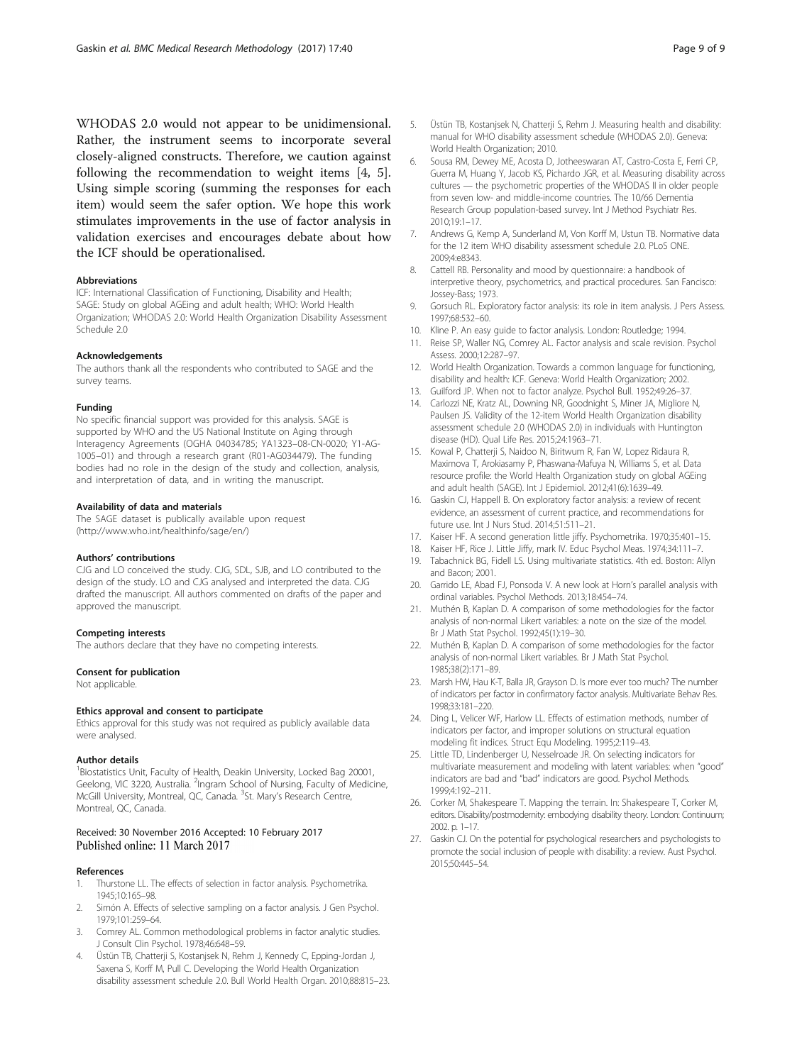WHODAS 2.0 would not appear to be unidimensional. Rather, the instrument seems to incorporate several closely-aligned constructs. Therefore, we caution against following the recommendation to weight items [4, 5]. Using simple scoring (summing the responses for each item) would seem the safer option. We hope this work stimulates improvements in the use of factor analysis in validation exercises and encourages debate about how the ICF should be operationalised.

#### Abbreviations

ICF: International Classification of Functioning, Disability and Health; SAGE: Study on global AGEing and adult health; WHO: World Health Organization; WHODAS 2.0: World Health Organization Disability Assessment Schedule 2.0

#### Acknowledgements

The authors thank all the respondents who contributed to SAGE and the survey teams.

#### Funding

No specific financial support was provided for this analysis. SAGE is supported by WHO and the US National Institute on Aging through Interagency Agreements (OGHA 04034785; YA1323–08-CN-0020; Y1-AG-1005–01) and through a research grant (R01-AG034479). The funding bodies had no role in the design of the study and collection, analysis, and interpretation of data, and in writing the manuscript.

#### Availability of data and materials

The SAGE dataset is publically available upon request (http://www.who.int/healthinfo/sage/en/)

#### Authors' contributions

CJG and LO conceived the study. CJG, SDL, SJB, and LO contributed to the design of the study. LO and CJG analysed and interpreted the data. CJG drafted the manuscript. All authors commented on drafts of the paper and approved the manuscript.

#### Competing interests

The authors declare that they have no competing interests.

#### Consent for publication

Not applicable.

#### Ethics approval and consent to participate

Ethics approval for this study was not required as publicly available data were analysed.

#### Author details

[1]Biostatistics Unit, Faculty of Health, Deakin University, Locked Bag 20001, Geelong, VIC 3220, Australia. [2]Ingram School of Nursing, Faculty of Medicine, McGill University, Montreal, QC, Canada. [3]St. Mary's Research Centre, Montreal, QC, Canada.

Received: 30 November 2016 Accepted: 10 February 2017
Published online: 11 March 2017

#### References

1. Thurstone LL. The effects of selection in factor analysis. Psychometrika. 1945;10:165–98.
2. Simón A. Effects of selective sampling on a factor analysis. J Gen Psychol. 1979;101:259–64.
3. Comrey AL. Common methodological problems in factor analytic studies. J Consult Clin Psychol. 1978;46:648–59.
4. Üstün TB, Chatterji S, Kostanjsek N, Rehm J, Kennedy C, Epping-Jordan J, Saxena S, Korff M, Pull C. Developing the World Health Organization disability assessment schedule 2.0. Bull World Health Organ. 2010;88:815–23.
5. Üstün TB, Kostanjsek N, Chatterji S, Rehm J. Measuring health and disability: manual for WHO disability assessment schedule (WHODAS 2.0). Geneva: World Health Organization; 2010.
6. Sousa RM, Dewey ME, Acosta D, Jotheeswaran AT, Castro-Costa E, Ferri CP, Guerra M, Huang Y, Jacob KS, Pichardo JGR, et al. Measuring disability across cultures — the psychometric properties of the WHODAS II in older people from seven low- and middle-income countries. The 10/66 Dementia Research Group population-based survey. Int J Method Psychiatr Res. 2010;19:1–17.
7. Andrews G, Kemp A, Sunderland M, Von Korff M, Ustun TB. Normative data for the 12 item WHO disability assessment schedule 2.0. PLoS ONE. 2009;4:e8343.
8. Cattell RB. Personality and mood by questionnaire: a handbook of interpretive theory, psychometrics, and practical procedures. San Fancisco: Jossey-Bass; 1973.
9. Gorsuch RL. Exploratory factor analysis: its role in item analysis. J Pers Assess. 1997;68:532–60.
10. Kline P. An easy guide to factor analysis. London: Routledge; 1994.
11. Reise SP, Waller NG, Comrey AL. Factor analysis and scale revision. Psychol Assess. 2000;12:287–97.
12. World Health Organization. Towards a common language for functioning, disability and health: ICF. Geneva: World Health Organization; 2002.
13. Guilford JP. When not to factor analyze. Psychol Bull. 1952;49:26–37.
14. Carlozzi NE, Kratz AL, Downing NR, Goodnight S, Miner JA, Migliore N, Paulsen JS. Validity of the 12-item World Health Organization disability assessment schedule 2.0 (WHODAS 2.0) in individuals with Huntington disease (HD). Qual Life Res. 2015;24:1963–71.
15. Kowal P, Chatterji S, Naidoo N, Biritwum R, Fan W, Lopez Ridaura R, Maximova T, Arokiasamy P, Phaswana-Mafuya N, Williams S, et al. Data resource profile: the World Health Organization study on global AGEing and adult health (SAGE). Int J Epidemiol. 2012;41(6):1639–49.
16. Gaskin CJ, Happell B. On exploratory factor analysis: a review of recent evidence, an assessment of current practice, and recommendations for future use. Int J Nurs Stud. 2014;51:511–21.
17. Kaiser HF. A second generation little jiffy. Psychometrika. 1970;35:401–15.
18. Kaiser HF, Rice J. Little Jiffy, mark IV. Educ Psychol Meas. 1974;34:111–7.
19. Tabachnick BG, Fidell LS. Using multivariate statistics. 4th ed. Boston: Allyn and Bacon; 2001.
20. Garrido LE, Abad FJ, Ponsoda V. A new look at Horn's parallel analysis with ordinal variables. Psychol Methods. 2013;18:454–74.
21. Muthén B, Kaplan D. A comparison of some methodologies for the factor analysis of non-normal Likert variables: a note on the size of the model. Br J Math Stat Psychol. 1992;45(1):19–30.
22. Muthén B, Kaplan D. A comparison of some methodologies for the factor analysis of non-normal Likert variables. Br J Math Stat Psychol. 1985;38(2):171–89.
23. Marsh HW, Hau K-T, Balla JR, Grayson D. Is more ever too much? The number of indicators per factor in confirmatory factor analysis. Multivariate Behav Res. 1998;33:181–220.
24. Ding L, Velicer WF, Harlow LL. Effects of estimation methods, number of indicators per factor, and improper solutions on structural equation modeling fit indices. Struct Equ Modeling. 1995;2:119–43.
25. Little TD, Lindenberger U, Nesselroade JR. On selecting indicators for multivariate measurement and modeling with latent variables: when "good" indicators are bad and "bad" indicators are good. Psychol Methods. 1999;4:192–211.
26. Corker M, Shakespeare T. Mapping the terrain. In: Shakespeare T, Corker M, editors. Disability/postmodernity: embodying disability theory. London: Continuum; 2002. p. 1–17.
27. Gaskin CJ. On the potential for psychological researchers and psychologists to promote the social inclusion of people with disability: a review. Aust Psychol. 2015;50:445–54.